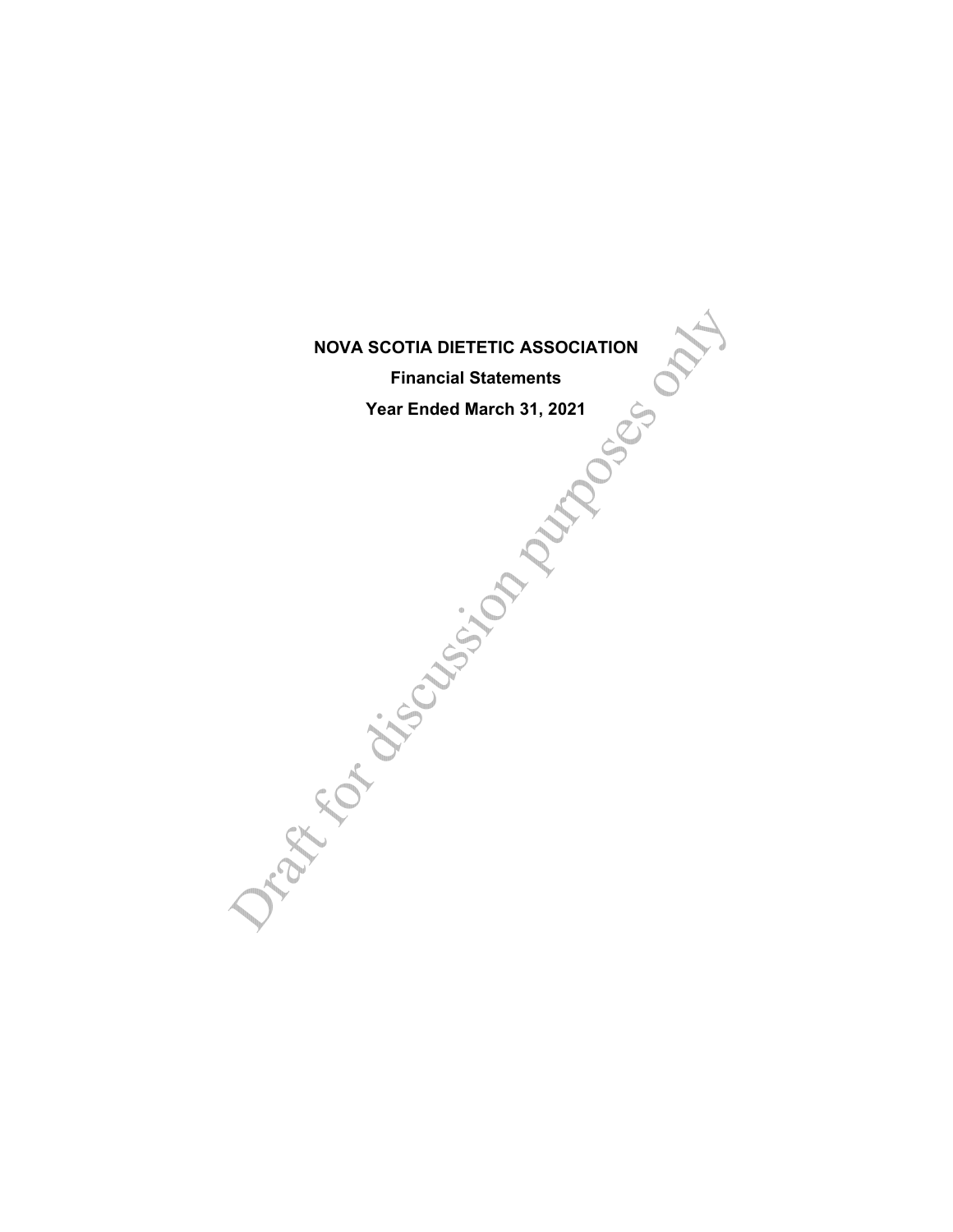# NOVA SCOTIA DIETETIC ASSOCIATION

**Financial Statements**

**Year Ended March 31, 2021**

Draft for discussion purposes only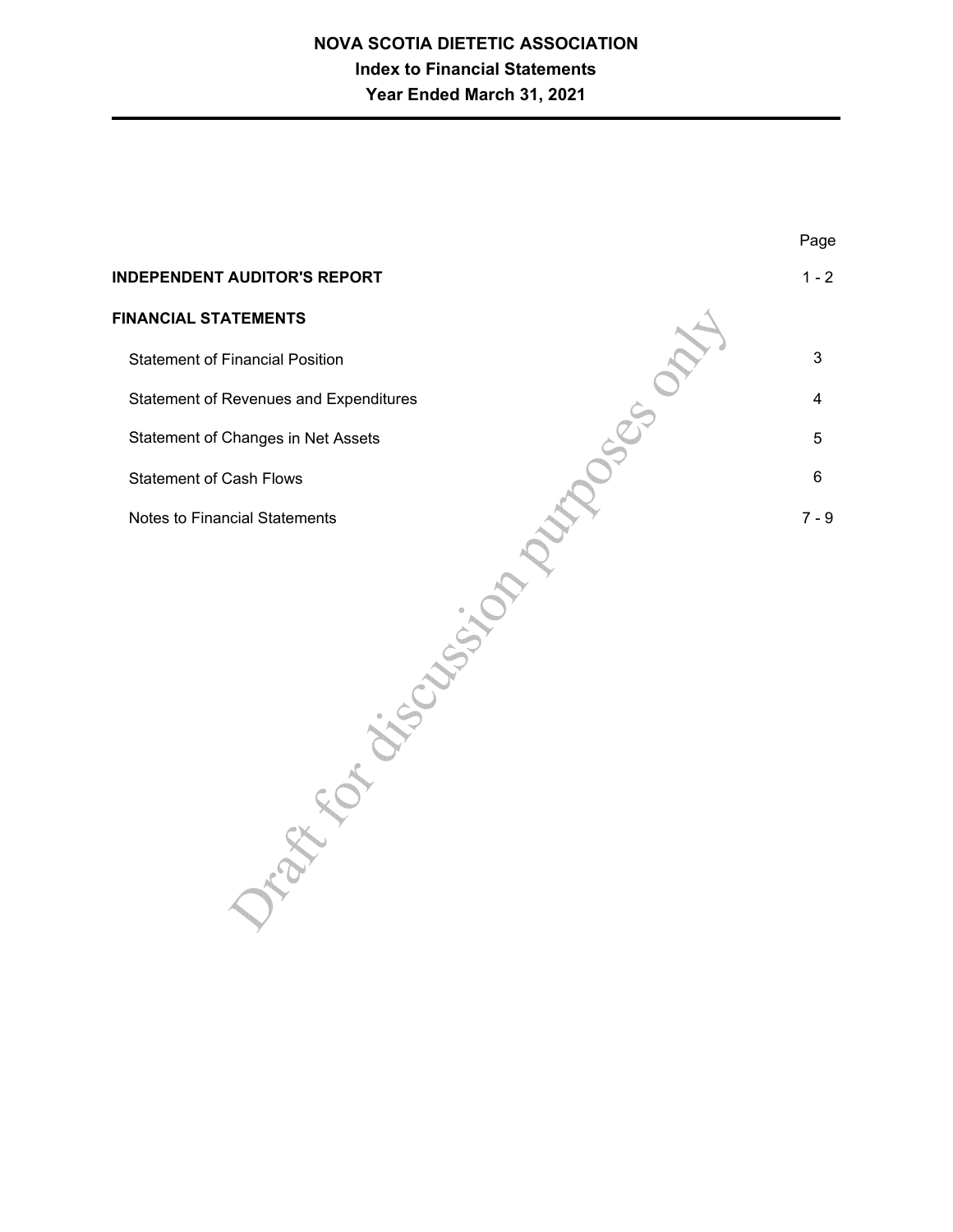# NOVA SCOTIA DIETETIC ASSOCIATION

## Index to Financial Statements

## Year Ended March 31, 2021

| | Page |
|---|---|
| **INDEPENDENT AUDITOR'S REPORT** | 1 - 2 |
| **FINANCIAL STATEMENTS** | |
| Statement of Financial Position | 3 |
| Statement of Revenues and Expenditures | 4 |
| Statement of Changes in Net Assets | 5 |
| Statement of Cash Flows | 6 |
| Notes to Financial Statements | 7 - 9 |

Draft for discussion purposes only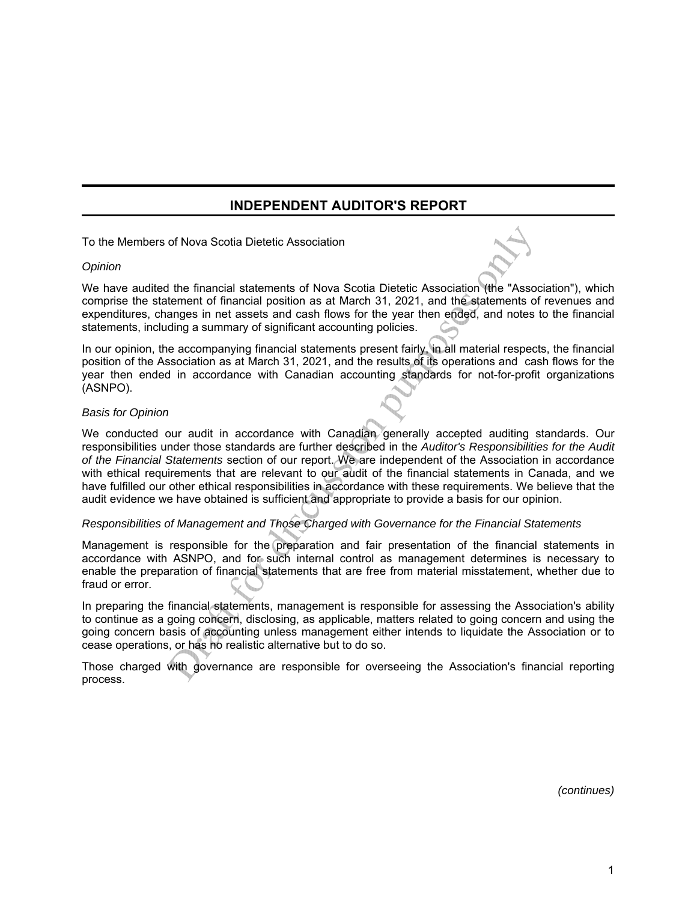## INDEPENDENT AUDITOR'S REPORT

To the Members of Nova Scotia Dietetic Association

*Opinion*

We have audited the financial statements of Nova Scotia Dietetic Association (the "Association"), which comprise the statement of financial position as at March 31, 2021, and the statements of revenues and expenditures, changes in net assets and cash flows for the year then ended, and notes to the financial statements, including a summary of significant accounting policies.

In our opinion, the accompanying financial statements present fairly, in all material respects, the financial position of the Association as at March 31, 2021, and the results of its operations and cash flows for the year then ended in accordance with Canadian accounting standards for not-for-profit organizations (ASNPO).

*Basis for Opinion*

We conducted our audit in accordance with Canadian generally accepted auditing standards. Our responsibilities under those standards are further described in the *Auditor's Responsibilities for the Audit of the Financial Statements* section of our report. We are independent of the Association in accordance with ethical requirements that are relevant to our audit of the financial statements in Canada, and we have fulfilled our other ethical responsibilities in accordance with these requirements. We believe that the audit evidence we have obtained is sufficient and appropriate to provide a basis for our opinion.

*Responsibilities of Management and Those Charged with Governance for the Financial Statements*

Management is responsible for the preparation and fair presentation of the financial statements in accordance with ASNPO, and for such internal control as management determines is necessary to enable the preparation of financial statements that are free from material misstatement, whether due to fraud or error.

In preparing the financial statements, management is responsible for assessing the Association's ability to continue as a going concern, disclosing, as applicable, matters related to going concern and using the going concern basis of accounting unless management either intends to liquidate the Association or to cease operations, or has no realistic alternative but to do so.

Those charged with governance are responsible for overseeing the Association's financial reporting process.

*(continues)*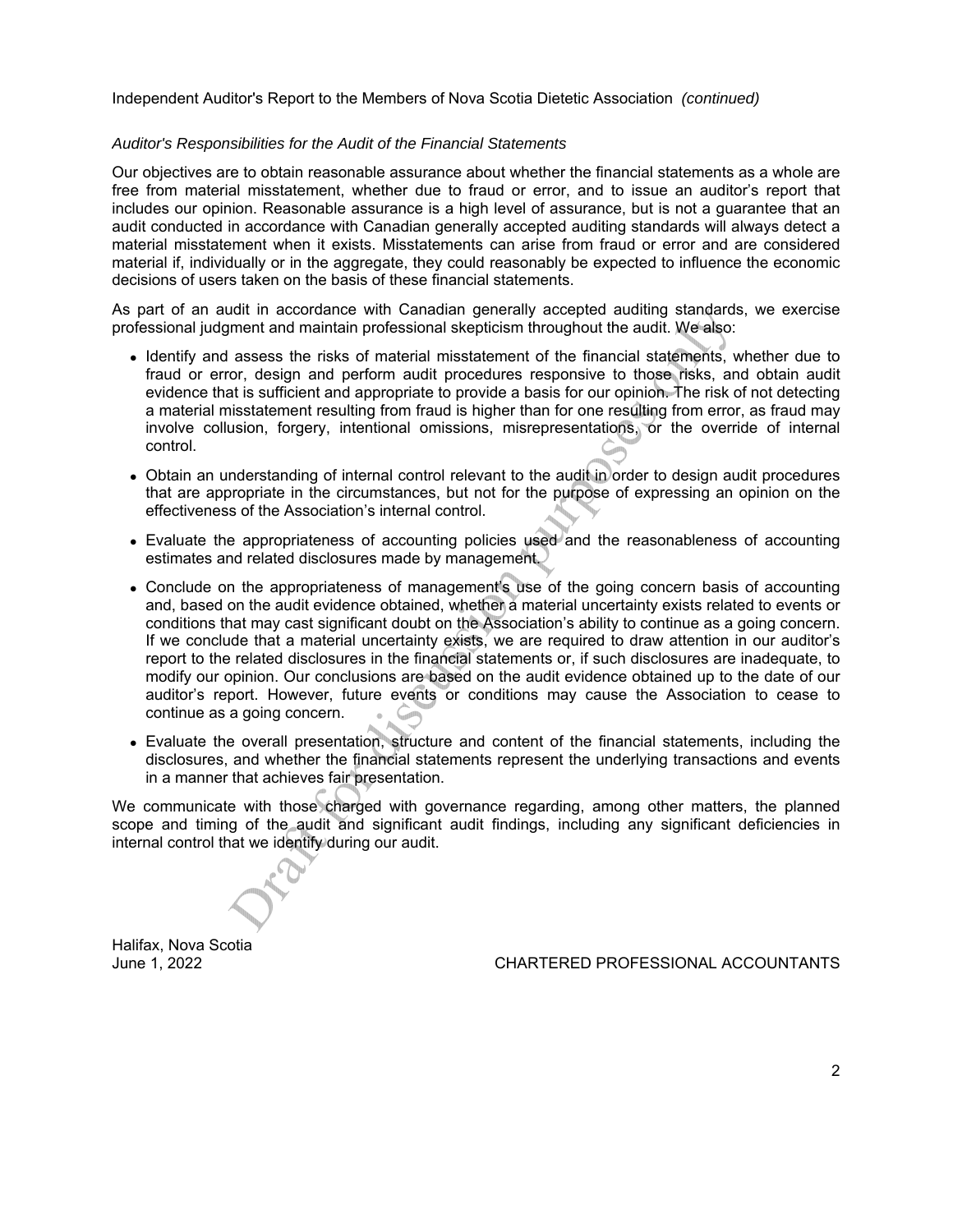Independent Auditor's Report to the Members of Nova Scotia Dietetic Association *(continued)*

*Auditor's Responsibilities for the Audit of the Financial Statements*

Our objectives are to obtain reasonable assurance about whether the financial statements as a whole are free from material misstatement, whether due to fraud or error, and to issue an auditor's report that includes our opinion. Reasonable assurance is a high level of assurance, but is not a guarantee that an audit conducted in accordance with Canadian generally accepted auditing standards will always detect a material misstatement when it exists. Misstatements can arise from fraud or error and are considered material if, individually or in the aggregate, they could reasonably be expected to influence the economic decisions of users taken on the basis of these financial statements.

As part of an audit in accordance with Canadian generally accepted auditing standards, we exercise professional judgment and maintain professional skepticism throughout the audit. We also:

- Identify and assess the risks of material misstatement of the financial statements, whether due to fraud or error, design and perform audit procedures responsive to those risks, and obtain audit evidence that is sufficient and appropriate to provide a basis for our opinion. The risk of not detecting a material misstatement resulting from fraud is higher than for one resulting from error, as fraud may involve collusion, forgery, intentional omissions, misrepresentations, or the override of internal control.
- Obtain an understanding of internal control relevant to the audit in order to design audit procedures that are appropriate in the circumstances, but not for the purpose of expressing an opinion on the effectiveness of the Association's internal control.
- Evaluate the appropriateness of accounting policies used and the reasonableness of accounting estimates and related disclosures made by management.
- Conclude on the appropriateness of management's use of the going concern basis of accounting and, based on the audit evidence obtained, whether a material uncertainty exists related to events or conditions that may cast significant doubt on the Association's ability to continue as a going concern. If we conclude that a material uncertainty exists, we are required to draw attention in our auditor's report to the related disclosures in the financial statements or, if such disclosures are inadequate, to modify our opinion. Our conclusions are based on the audit evidence obtained up to the date of our auditor's report. However, future events or conditions may cause the Association to cease to continue as a going concern.
- Evaluate the overall presentation, structure and content of the financial statements, including the disclosures, and whether the financial statements represent the underlying transactions and events in a manner that achieves fair presentation.

We communicate with those charged with governance regarding, among other matters, the planned scope and timing of the audit and significant audit findings, including any significant deficiencies in internal control that we identify during our audit.

Halifax, Nova Scotia
June 1, 2022

CHARTERED PROFESSIONAL ACCOUNTANTS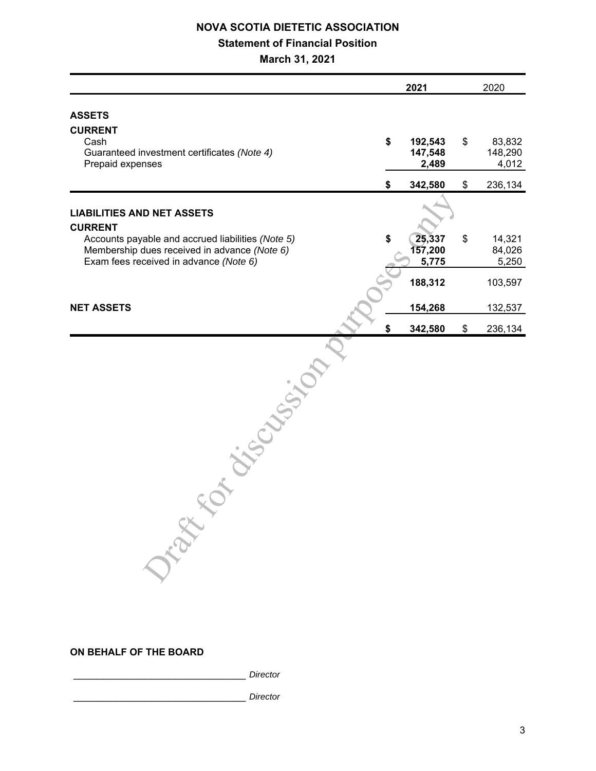# NOVA SCOTIA DIETETIC ASSOCIATION

## Statement of Financial Position

### March 31, 2021

| | 2021 | 2020 |
|---|---|---|
| **ASSETS** | | |
| **CURRENT** | | |
| Cash | **$ 192,543** | $ 83,832 |
| Guaranteed investment certificates *(Note 4)* | **147,548** | 148,290 |
| Prepaid expenses | **2,489** | 4,012 |
| | **$ 342,580** | $ 236,134 |
| **LIABILITIES AND NET ASSETS** | | |
| **CURRENT** | | |
| Accounts payable and accrued liabilities *(Note 5)* | **$ 25,337** | $ 14,321 |
| Membership dues received in advance *(Note 6)* | **157,200** | 84,026 |
| Exam fees received in advance *(Note 6)* | **5,775** | 5,250 |
| | **188,312** | 103,597 |
| **NET ASSETS** | **154,268** | 132,537 |
| | **$ 342,580** | $ 236,134 |

Draft for discussion purposes only

**ON BEHALF OF THE BOARD**

_________________________________ *Director*

_________________________________ *Director*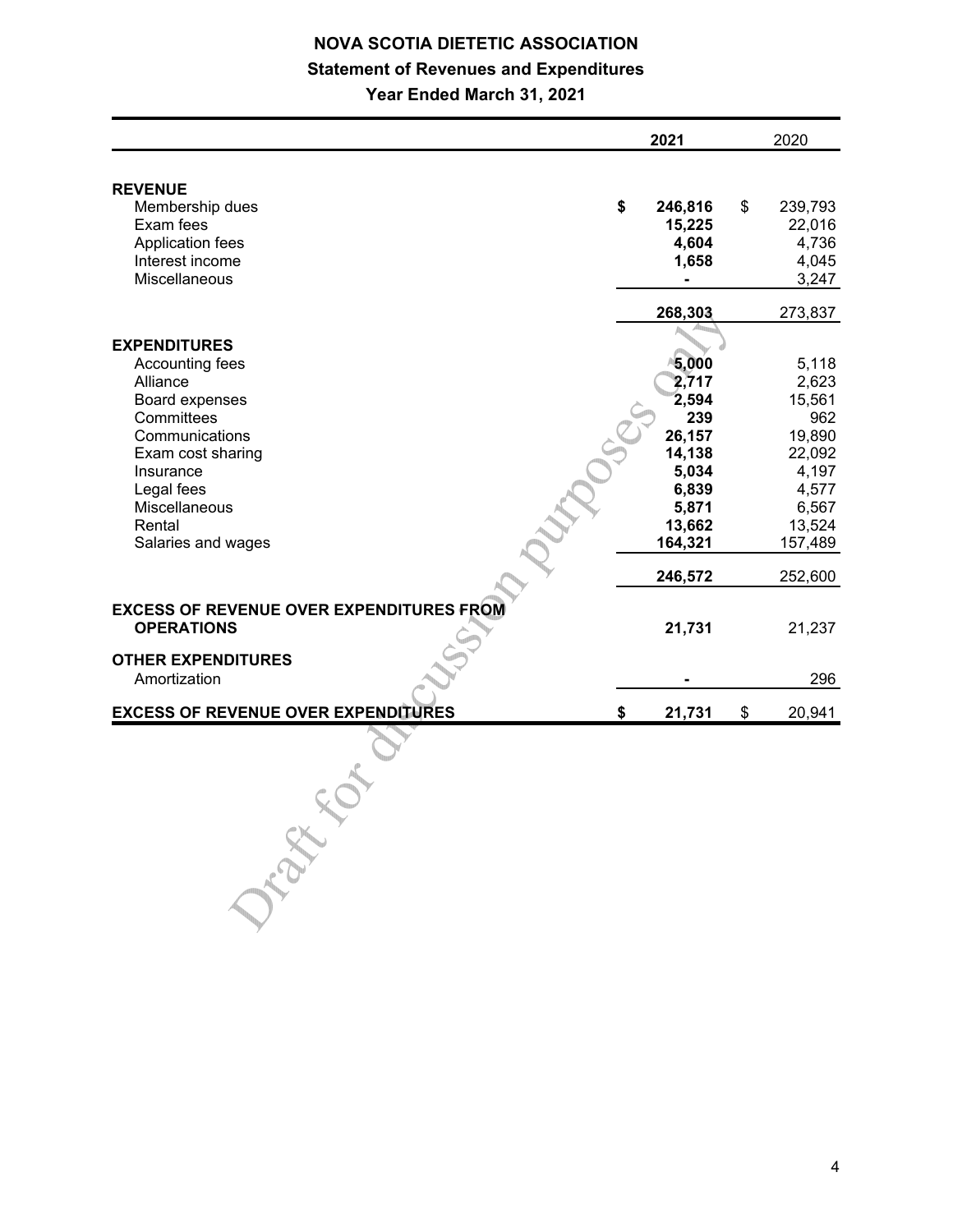# NOVA SCOTIA DIETETIC ASSOCIATION

## Statement of Revenues and Expenditures

### Year Ended March 31, 2021

| | 2021 | 2020 |
|---|---|---|
| **REVENUE** | | |
| Membership dues | **$ 246,816** | $ 239,793 |
| Exam fees | **15,225** | 22,016 |
| Application fees | **4,604** | 4,736 |
| Interest income | **1,658** | 4,045 |
| Miscellaneous | **-** | 3,247 |
| | **268,303** | 273,837 |
| **EXPENDITURES** | | |
| Accounting fees | **5,000** | 5,118 |
| Alliance | **2,717** | 2,623 |
| Board expenses | **2,594** | 15,561 |
| Committees | **239** | 962 |
| Communications | **26,157** | 19,890 |
| Exam cost sharing | **14,138** | 22,092 |
| Insurance | **5,034** | 4,197 |
| Legal fees | **6,839** | 4,577 |
| Miscellaneous | **5,871** | 6,567 |
| Rental | **13,662** | 13,524 |
| Salaries and wages | **164,321** | 157,489 |
| | **246,572** | 252,600 |
| **EXCESS OF REVENUE OVER EXPENDITURES FROM OPERATIONS** | **21,731** | 21,237 |
| **OTHER EXPENDITURES** | | |
| Amortization | **-** | 296 |
| **EXCESS OF REVENUE OVER EXPENDITURES** | **$ 21,731** | $ 20,941 |

Draft for discussion purposes only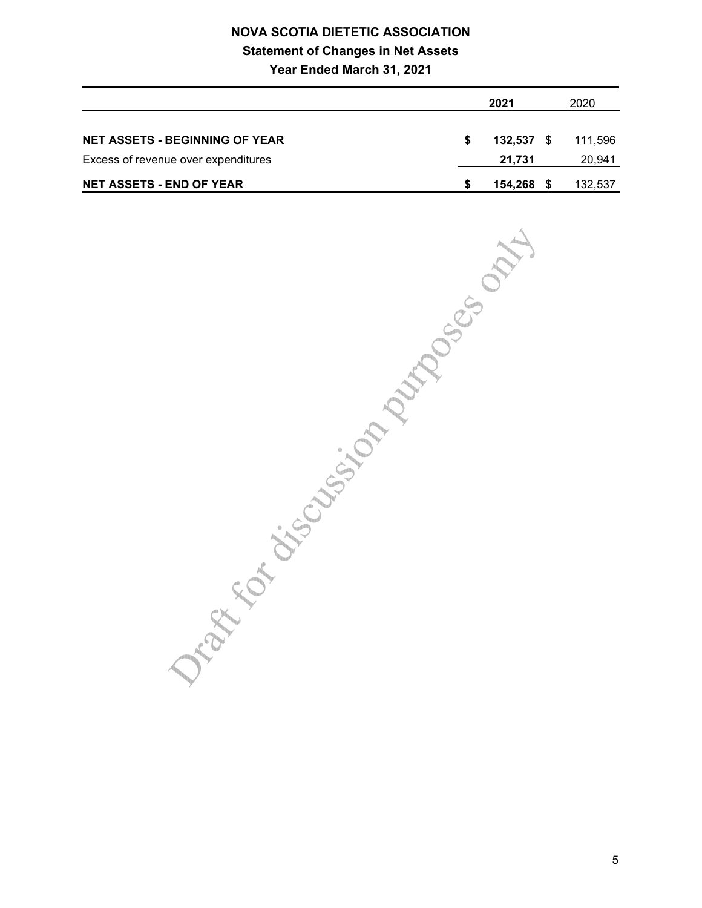# NOVA SCOTIA DIETETIC ASSOCIATION

## Statement of Changes in Net Assets

### Year Ended March 31, 2021

| | 2021 | 2020 |
|---|---|---|
| **NET ASSETS - BEGINNING OF YEAR** | **$ 132,537** | $ 111,596 |
| Excess of revenue over expenditures | **21,731** | 20,941 |
| **NET ASSETS - END OF YEAR** | **$ 154,268** | $ 132,537 |

Draft for discussion purposes only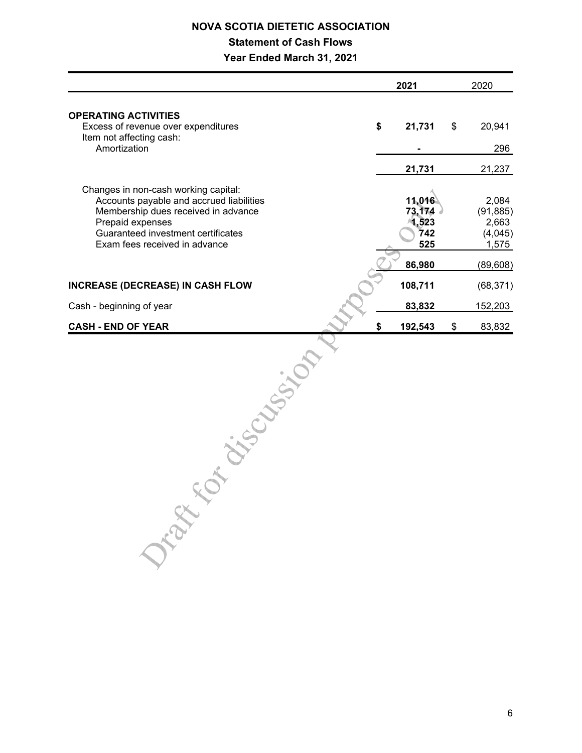# NOVA SCOTIA DIETETIC ASSOCIATION

## Statement of Cash Flows

### Year Ended March 31, 2021

| | 2021 | 2020 |
|---|---|---|
| **OPERATING ACTIVITIES** | | |
| Excess of revenue over expenditures | **$ 21,731** | $ 20,941 |
| Item not affecting cash: | | |
| Amortization | **-** | 296 |
| | **21,731** | 21,237 |
| Changes in non-cash working capital: | | |
| Accounts payable and accrued liabilities | **11,016** | 2,084 |
| Membership dues received in advance | **73,174** | (91,885) |
| Prepaid expenses | **1,523** | 2,663 |
| Guaranteed investment certificates | **742** | (4,045) |
| Exam fees received in advance | **525** | 1,575 |
| | **86,980** | (89,608) |
| **INCREASE (DECREASE) IN CASH FLOW** | **108,711** | (68,371) |
| Cash - beginning of year | **83,832** | 152,203 |
| **CASH - END OF YEAR** | **$ 192,543** | $ 83,832 |

Draft for discussion purposes only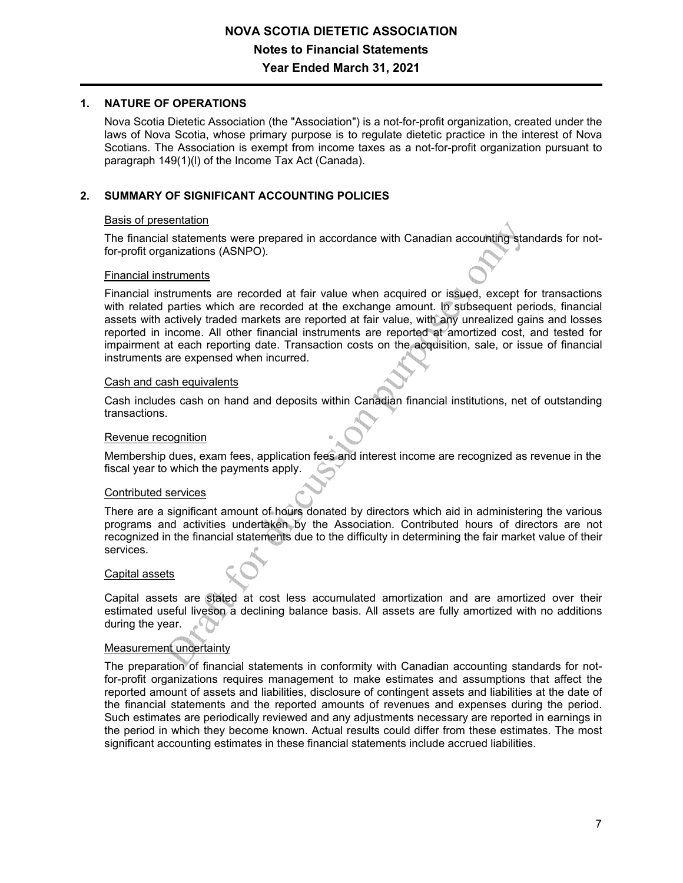# NOVA SCOTIA DIETETIC ASSOCIATION

## Notes to Financial Statements

## Year Ended March 31, 2021

### 1. NATURE OF OPERATIONS

Nova Scotia Dietetic Association (the "Association") is a not-for-profit organization, created under the laws of Nova Scotia, whose primary purpose is to regulate dietetic practice in the interest of Nova Scotians. The Association is exempt from income taxes as a not-for-profit organization pursuant to paragraph 149(1)(l) of the Income Tax Act (Canada).

### 2. SUMMARY OF SIGNIFICANT ACCOUNTING POLICIES

Basis of presentation

The financial statements were prepared in accordance with Canadian accounting standards for not-for-profit organizations (ASNPO).

Financial instruments

Financial instruments are recorded at fair value when acquired or issued, except for transactions with related parties which are recorded at the exchange amount. In subsequent periods, financial assets with actively traded markets are reported at fair value, with any unrealized gains and losses reported in income. All other financial instruments are reported at amortized cost, and tested for impairment at each reporting date. Transaction costs on the acquisition, sale, or issue of financial instruments are expensed when incurred.

Cash and cash equivalents

Cash includes cash on hand and deposits within Canadian financial institutions, net of outstanding transactions.

Revenue recognition

Membership dues, exam fees, application fees and interest income are recognized as revenue in the fiscal year to which the payments apply.

Contributed services

There are a significant amount of hours donated by directors which aid in administering the various programs and activities undertaken by the Association. Contributed hours of directors are not recognized in the financial statements due to the difficulty in determining the fair market value of their services.

Capital assets

Capital assets are stated at cost less accumulated amortization and are amortized over their estimated useful liveson a declining balance basis. All assets are fully amortized with no additions during the year.

Measurement uncertainty

The preparation of financial statements in conformity with Canadian accounting standards for not-for-profit organizations requires management to make estimates and assumptions that affect the reported amount of assets and liabilities, disclosure of contingent assets and liabilities at the date of the financial statements and the reported amounts of revenues and expenses during the period. Such estimates are periodically reviewed and any adjustments necessary are reported in earnings in the period in which they become known. Actual results could differ from these estimates. The most significant accounting estimates in these financial statements include accrued liabilities.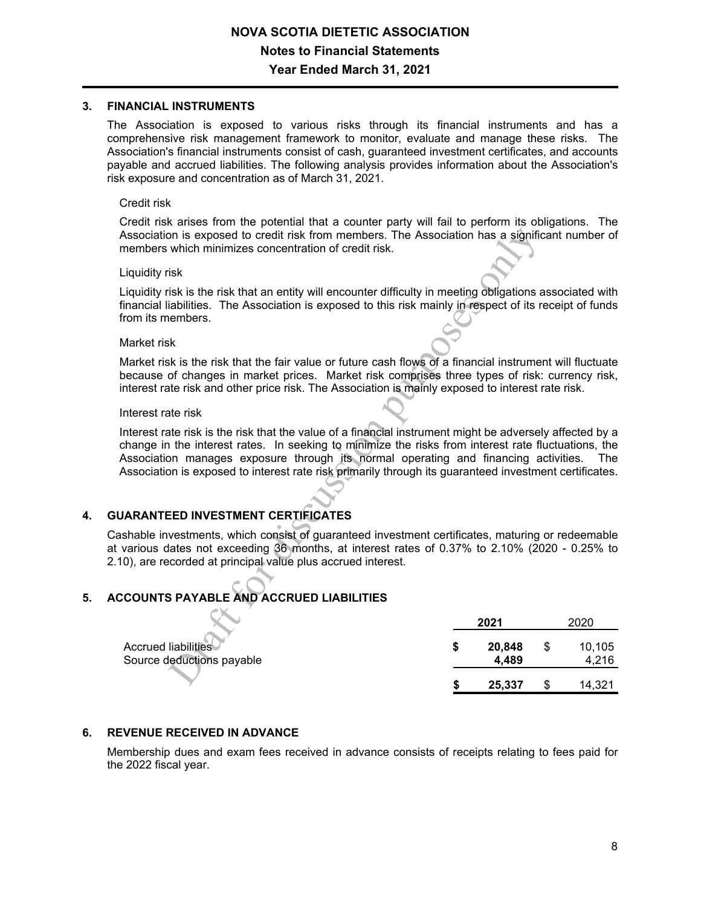# NOVA SCOTIA DIETETIC ASSOCIATION

## Notes to Financial Statements

## Year Ended March 31, 2021

### 3. FINANCIAL INSTRUMENTS

The Association is exposed to various risks through its financial instruments and has a comprehensive risk management framework to monitor, evaluate and manage these risks. The Association's financial instruments consist of cash, guaranteed investment certificates, and accounts payable and accrued liabilities. The following analysis provides information about the Association's risk exposure and concentration as of March 31, 2021.

Credit risk

Credit risk arises from the potential that a counter party will fail to perform its obligations. The Association is exposed to credit risk from members. The Association has a significant number of members which minimizes concentration of credit risk.

Liquidity risk

Liquidity risk is the risk that an entity will encounter difficulty in meeting obligations associated with financial liabilities. The Association is exposed to this risk mainly in respect of its receipt of funds from its members.

Market risk

Market risk is the risk that the fair value or future cash flows of a financial instrument will fluctuate because of changes in market prices. Market risk comprises three types of risk: currency risk, interest rate risk and other price risk. The Association is mainly exposed to interest rate risk.

Interest rate risk

Interest rate risk is the risk that the value of a financial instrument might be adversely affected by a change in the interest rates. In seeking to minimize the risks from interest rate fluctuations, the Association manages exposure through its normal operating and financing activities. The Association is exposed to interest rate risk primarily through its guaranteed investment certificates.

### 4. GUARANTEED INVESTMENT CERTIFICATES

Cashable investments, which consist of guaranteed investment certificates, maturing or redeemable at various dates not exceeding 36 months, at interest rates of 0.37% to 2.10% (2020 - 0.25% to 2.10), are recorded at principal value plus accrued interest.

### 5. ACCOUNTS PAYABLE AND ACCRUED LIABILITIES

| | **2021** | 2020 |
|---|---|---|
| Accrued liabilities | **$ 20,848** | $ 10,105 |
| Source deductions payable | **4,489** | 4,216 |
| | **$ 25,337** | $ 14,321 |

### 6. REVENUE RECEIVED IN ADVANCE

Membership dues and exam fees received in advance consists of receipts relating to fees paid for the 2022 fiscal year.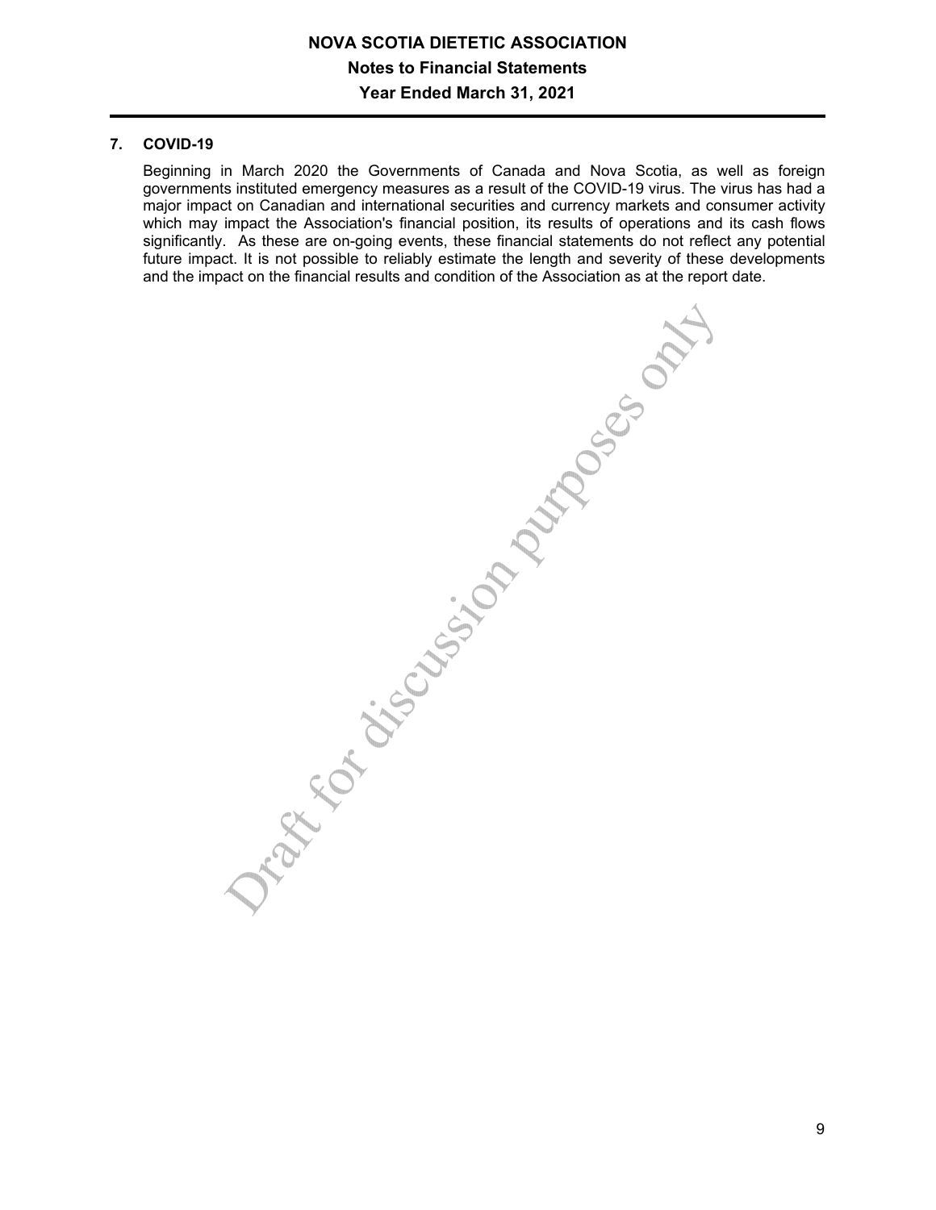# NOVA SCOTIA DIETETIC ASSOCIATION

## Notes to Financial Statements

## Year Ended March 31, 2021

### 7. COVID-19

Beginning in March 2020 the Governments of Canada and Nova Scotia, as well as foreign governments instituted emergency measures as a result of the COVID-19 virus. The virus has had a major impact on Canadian and international securities and currency markets and consumer activity which may impact the Association's financial position, its results of operations and its cash flows significantly. As these are on-going events, these financial statements do not reflect any potential future impact. It is not possible to reliably estimate the length and severity of these developments and the impact on the financial results and condition of the Association as at the report date.

Draft for discussion purposes only